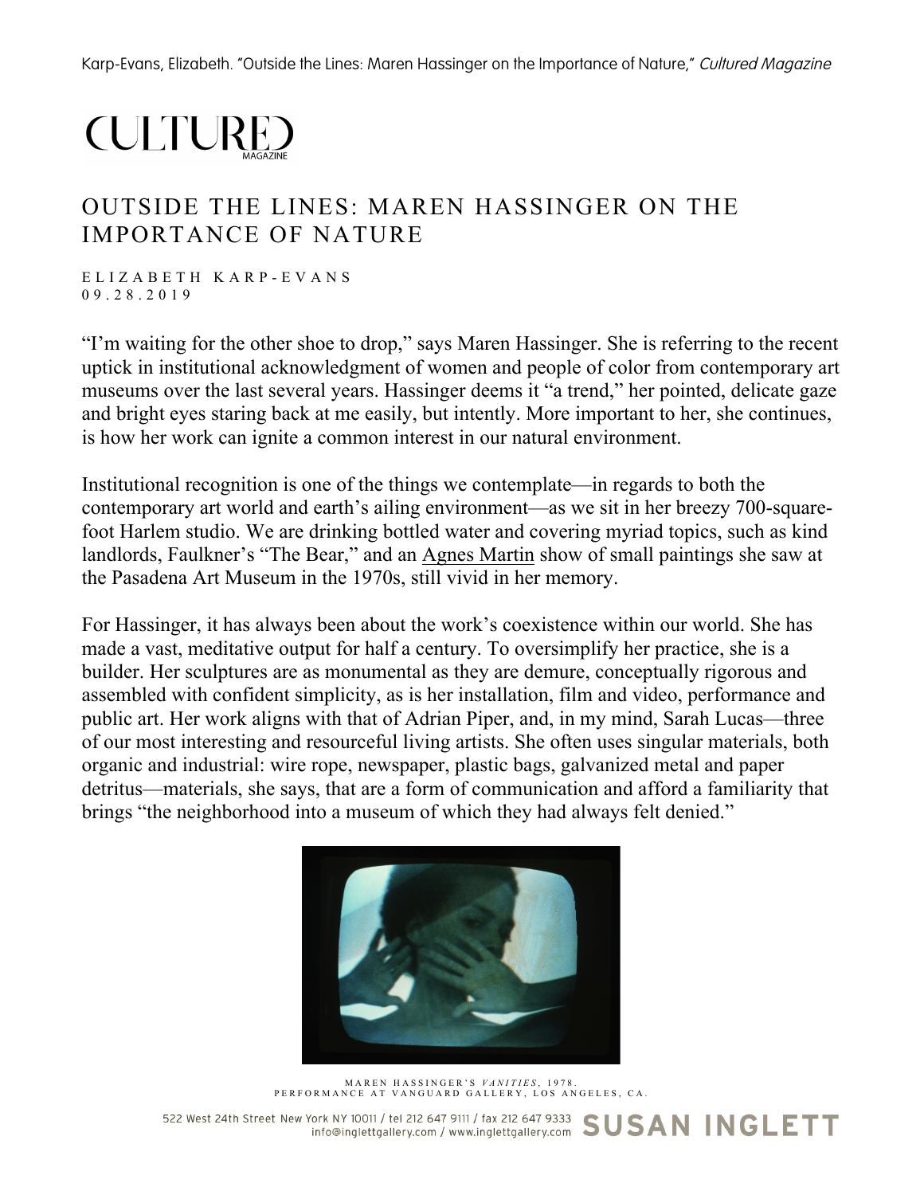Karp-Evans, Elizabeth. "Outside the Lines: Maren Hassinger on the Importance of Nature," *Cultured Magazine*

CULTURED MAGAZINE

# OUTSIDE THE LINES: MAREN HASSINGER ON THE IMPORTANCE OF NATURE

ELIZABETH KARP-EVANS
09.28.2019

"I'm waiting for the other shoe to drop," says Maren Hassinger. She is referring to the recent uptick in institutional acknowledgment of women and people of color from contemporary art museums over the last several years. Hassinger deems it "a trend," her pointed, delicate gaze and bright eyes staring back at me easily, but intently. More important to her, she continues, is how her work can ignite a common interest in our natural environment.

Institutional recognition is one of the things we contemplate—in regards to both the contemporary art world and earth's ailing environment—as we sit in her breezy 700-square-foot Harlem studio. We are drinking bottled water and covering myriad topics, such as kind landlords, Faulkner's "The Bear," and an Agnes Martin show of small paintings she saw at the Pasadena Art Museum in the 1970s, still vivid in her memory.

For Hassinger, it has always been about the work's coexistence within our world. She has made a vast, meditative output for half a century. To oversimplify her practice, she is a builder. Her sculptures are as monumental as they are demure, conceptually rigorous and assembled with confident simplicity, as is her installation, film and video, performance and public art. Her work aligns with that of Adrian Piper, and, in my mind, Sarah Lucas—three of our most interesting and resourceful living artists. She often uses singular materials, both organic and industrial: wire rope, newspaper, plastic bags, galvanized metal and paper detritus—materials, she says, that are a form of communication and afford a familiarity that brings "the neighborhood into a museum of which they had always felt denied."

MAREN HASSINGER'S *VANITIES*, 1978.
PERFORMANCE AT VANGUARD GALLERY, LOS ANGELES, CA.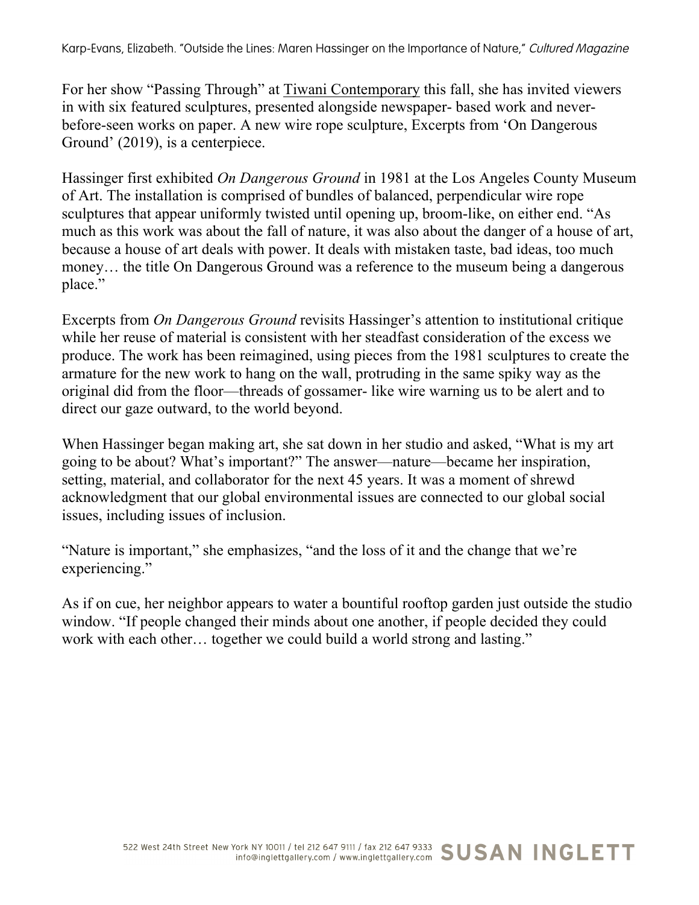For her show "Passing Through" at Tiwani Contemporary this fall, she has invited viewers in with six featured sculptures, presented alongside newspaper- based work and never-before-seen works on paper. A new wire rope sculpture, Excerpts from 'On Dangerous Ground' (2019), is a centerpiece.

Hassinger first exhibited *On Dangerous Ground* in 1981 at the Los Angeles County Museum of Art. The installation is comprised of bundles of balanced, perpendicular wire rope sculptures that appear uniformly twisted until opening up, broom-like, on either end. "As much as this work was about the fall of nature, it was also about the danger of a house of art, because a house of art deals with power. It deals with mistaken taste, bad ideas, too much money… the title On Dangerous Ground was a reference to the museum being a dangerous place."

Excerpts from *On Dangerous Ground* revisits Hassinger's attention to institutional critique while her reuse of material is consistent with her steadfast consideration of the excess we produce. The work has been reimagined, using pieces from the 1981 sculptures to create the armature for the new work to hang on the wall, protruding in the same spiky way as the original did from the floor—threads of gossamer- like wire warning us to be alert and to direct our gaze outward, to the world beyond.

When Hassinger began making art, she sat down in her studio and asked, "What is my art going to be about? What's important?" The answer—nature—became her inspiration, setting, material, and collaborator for the next 45 years. It was a moment of shrewd acknowledgment that our global environmental issues are connected to our global social issues, including issues of inclusion.

"Nature is important," she emphasizes, "and the loss of it and the change that we're experiencing."

As if on cue, her neighbor appears to water a bountiful rooftop garden just outside the studio window. "If people changed their minds about one another, if people decided they could work with each other… together we could build a world strong and lasting."